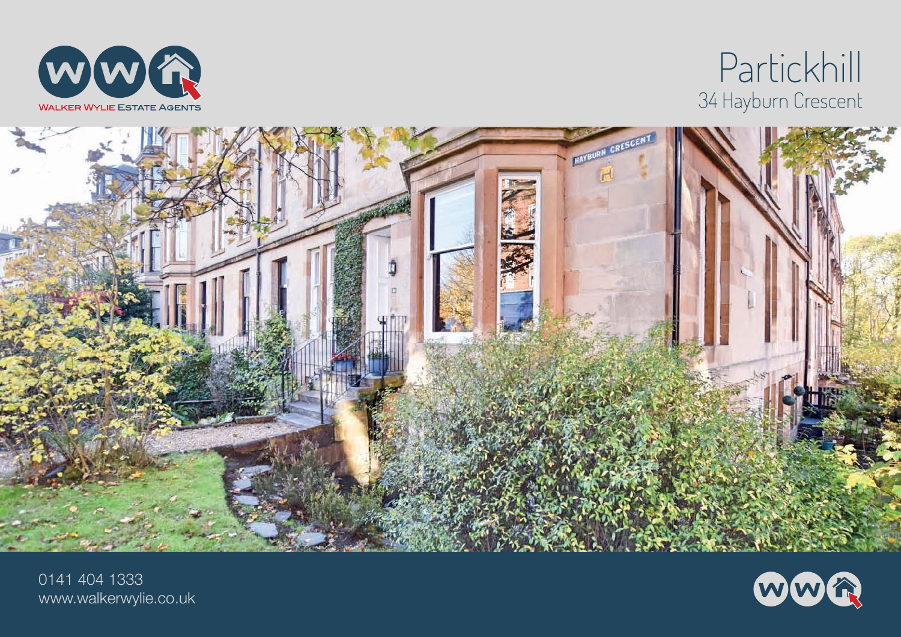WALKER WYLIE ESTATE AGENTS

# Partickhill

## 34 Hayburn Crescent

0141 404 1333
www.walkerwylie.co.uk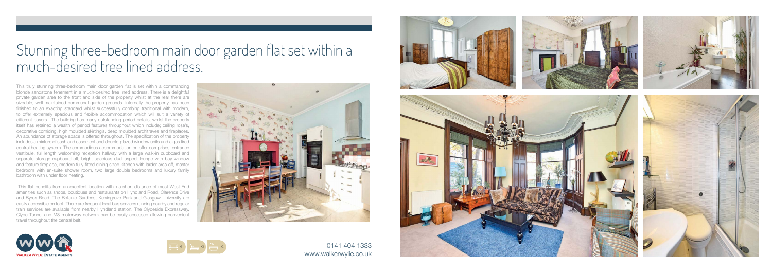# Stunning three-bedroom main door garden flat set within a much-desired tree lined address.

This truly stunning three-bedroom main door garden flat is set within a commanding blonde sandstone tenement in a much-desired tree lined address. There is a delightful private garden area to the front and side of the property whilst at the rear there are sizeable, well maintained communal garden grounds. Internally the property has been finished to an exacting standard whilst successfully combing traditional with modern, to offer extremely spacious and flexible accommodation which will suit a variety of different buyers. The building has many outstanding period details, whilst the property itself has retained a wealth of period features throughout which include; ceiling rose's, decorative cornicing, high moulded skirting's, deep moulded architraves and fireplaces. An abundance of storage space is offered throughout. The specification of the property includes a mixture of sash and casement and double-glazed window units and a gas fired central heating system. The commodious accommodation on offer comprises; entrance vestibule, full length welcoming reception hallway with a large walk-in cupboard and separate storage cupboard off, bright spacious dual aspect lounge with bay window and feature fireplace, modern fully fitted dining sized kitchen with larder area off, master bedroom with en-suite shower room, two large double bedrooms and luxury family bathroom with under floor heating.

This flat benefits from an excellent location within a short distance of most West End amenities such as shops, boutiques and restaurants on Hyndland Road, Clarence Drive and Byres Road. The Botanic Gardens, Kelvingrove Park and Glasgow University are easily accessible on foot. There are frequent local bus services running nearby and regular train services are available from nearby Hyndland station. The Clydeside Expressway, Clyde Tunnel and M8 motorway network can be easily accessed allowing convenient travel throughout the central belt.

X1 X3 X2

0141 404 1333
www.walkerwylie.co.uk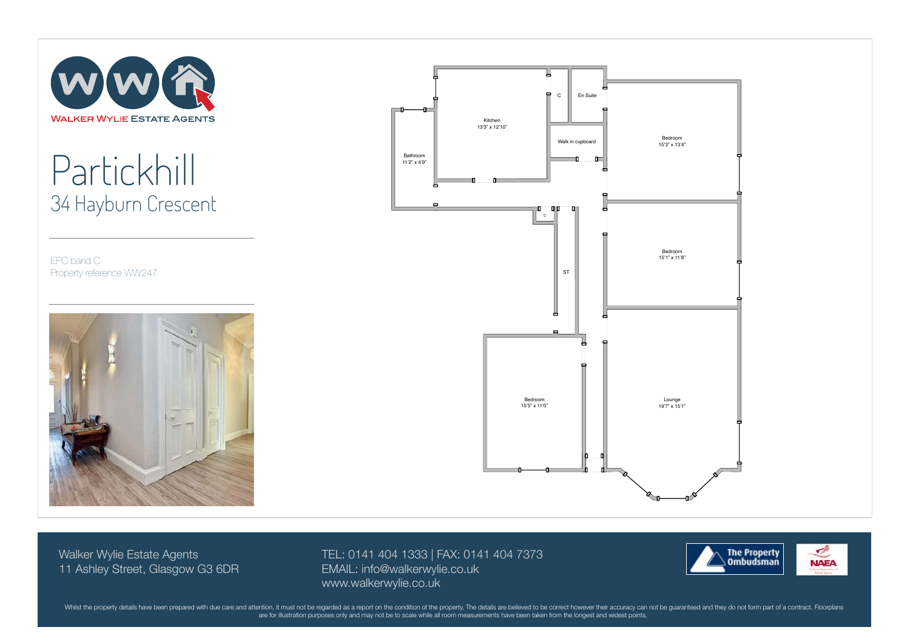WALKER WYLIE ESTATE AGENTS

# Partickhill

## 34 Hayburn Crescent

EPC band C
Property reference WW247

Kitchen
13'3" x 12'10"

C

En Suite

Walk in cupboard

Bathroom
11'2" x 4'9"

Bedroom
15'3" x 13'4"

C

ST

Bedroom
15'1" x 11'8"

Bedroom
15'5" x 11'0"

Lounge
19'7" x 15'1"

Walker Wylie Estate Agents
11 Ashley Street, Glasgow G3 6DR

TEL: 0141 404 1333 | FAX: 0141 404 7373
EMAIL: info@walkerwylie.co.uk
www.walkerwylie.co.uk

The Property Ombudsman

NAEA

Whilst the property details have been prepared with due care and attention, it must not be regarded as a report on the condition of the property. The details are believed to be correct however their accuracy can not be guaranteed and they do not form part of a contract. Floorplans are for illustration purposes only and may not be to scale while all room measurements have been taken from the longest and widest points.